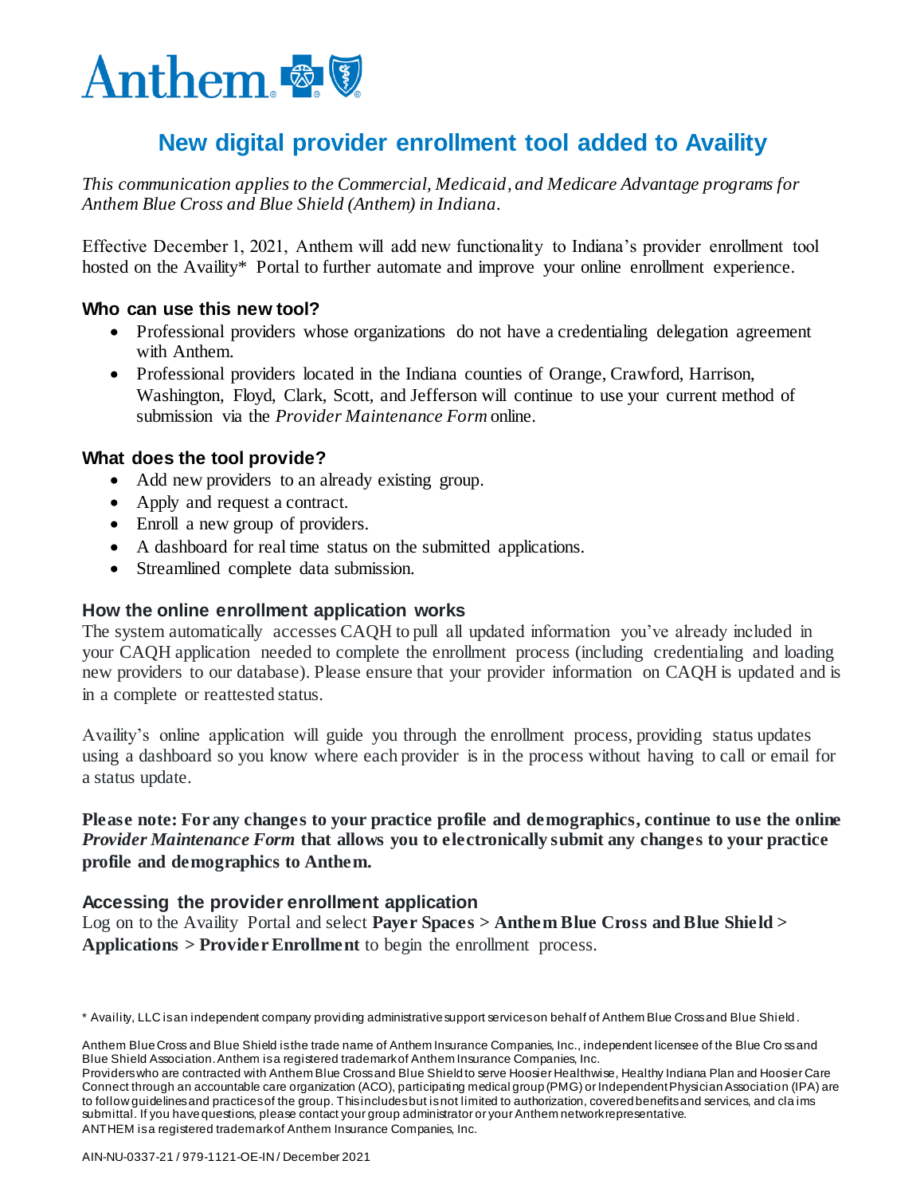Anthem

# New digital provider enrollment tool added to Availity

*This communication applies to the Commercial, Medicaid, and Medicare Advantage programs for Anthem Blue Cross and Blue Shield (Anthem) in Indiana.*

Effective December 1, 2021, Anthem will add new functionality to Indiana's provider enrollment tool hosted on the Availity* Portal to further automate and improve your online enrollment experience.

### Who can use this new tool?

- Professional providers whose organizations do not have a credentialing delegation agreement with Anthem.
- Professional providers located in the Indiana counties of Orange, Crawford, Harrison, Washington, Floyd, Clark, Scott, and Jefferson will continue to use your current method of submission via the *Provider Maintenance Form* online.

### What does the tool provide?

- Add new providers to an already existing group.
- Apply and request a contract.
- Enroll a new group of providers.
- A dashboard for real time status on the submitted applications.
- Streamlined complete data submission.

### How the online enrollment application works

The system automatically accesses CAQH to pull all updated information you've already included in your CAQH application needed to complete the enrollment process (including credentialing and loading new providers to our database). Please ensure that your provider information on CAQH is updated and is in a complete or reattested status.

Availity's online application will guide you through the enrollment process, providing status updates using a dashboard so you know where each provider is in the process without having to call or email for a status update.

**Please note: For any changes to your practice profile and demographics, continue to use the online *Provider Maintenance Form* that allows you to electronically submit any changes to your practice profile and demographics to Anthem.**

### Accessing the provider enrollment application

Log on to the Availity Portal and select **Payer Spaces > Anthem Blue Cross and Blue Shield > Applications > Provider Enrollment** to begin the enrollment process.

\* Availity, LLC is an independent company providing administrative support services on behalf of Anthem Blue Cross and Blue Shield.

Anthem Blue Cross and Blue Shield is the trade name of Anthem Insurance Companies, Inc., independent licensee of the Blue Cross and Blue Shield Association. Anthem is a registered trademark of Anthem Insurance Companies, Inc.
Providers who are contracted with Anthem Blue Cross and Blue Shield to serve Hoosier Healthwise, Healthy Indiana Plan and Hoosier Care Connect through an accountable care organization (ACO), participating medical group (PMG) or Independent Physician Association (IPA) are to follow guidelines and practices of the group. This includes but is not limited to authorization, covered benefits and services, and claims submittal. If you have questions, please contact your group administrator or your Anthem network representative.
ANTHEM is a registered trademark of Anthem Insurance Companies, Inc.

AIN-NU-0337-21 / 979-1121-OE-IN / December 2021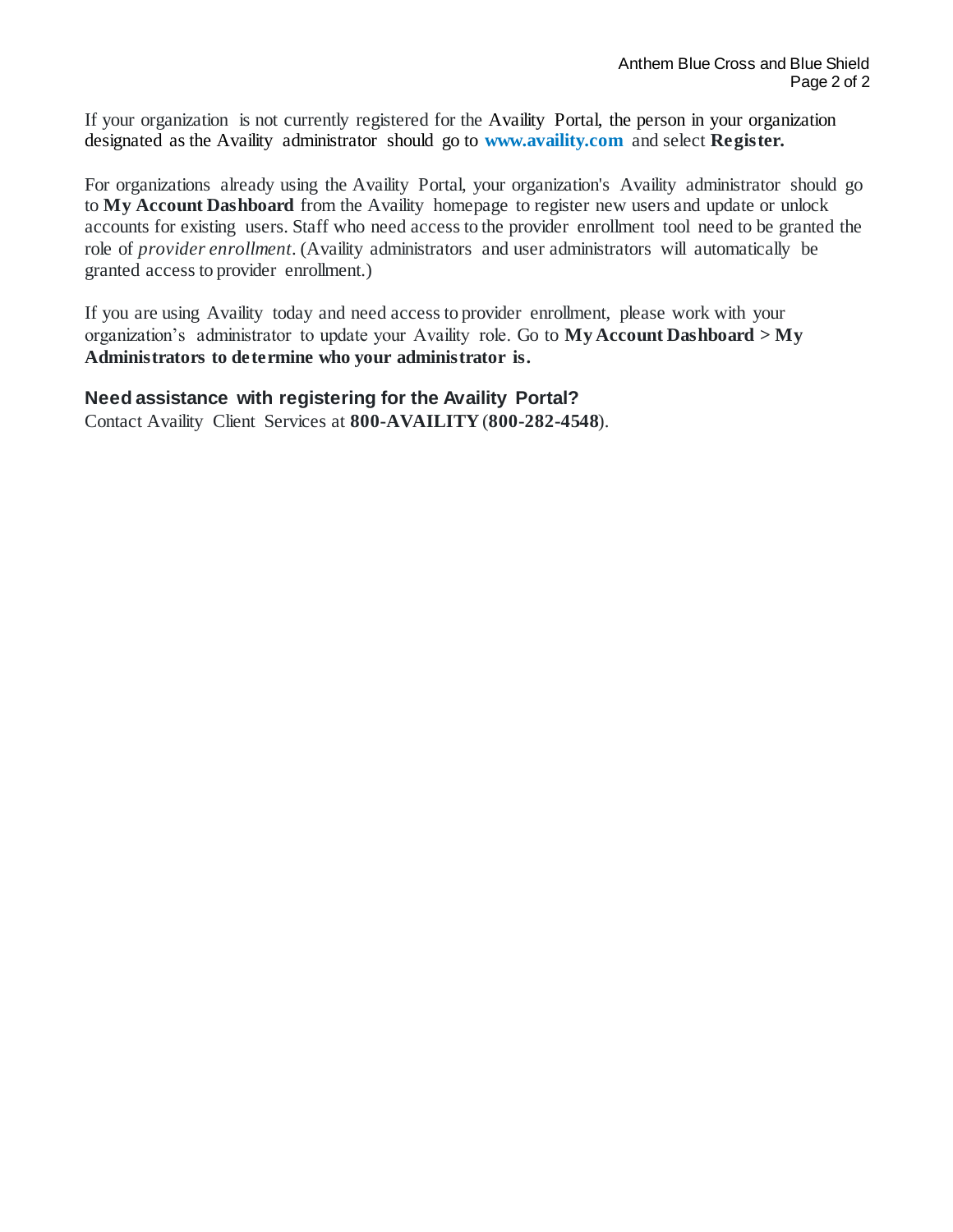If your organization is not currently registered for the Availity Portal, the person in your organization designated as the Availity administrator should go to **www.availity.com** and select **Register.**

For organizations already using the Availity Portal, your organization's Availity administrator should go to **My Account Dashboard** from the Availity homepage to register new users and update or unlock accounts for existing users. Staff who need access to the provider enrollment tool need to be granted the role of *provider enrollment*. (Availity administrators and user administrators will automatically be granted access to provider enrollment.)

If you are using Availity today and need access to provider enrollment, please work with your organization's administrator to update your Availity role. Go to **My Account Dashboard > My Administrators to determine who your administrator is.**

### Need assistance with registering for the Availity Portal?

Contact Availity Client Services at **800-AVAILITY** (**800-282-4548**).